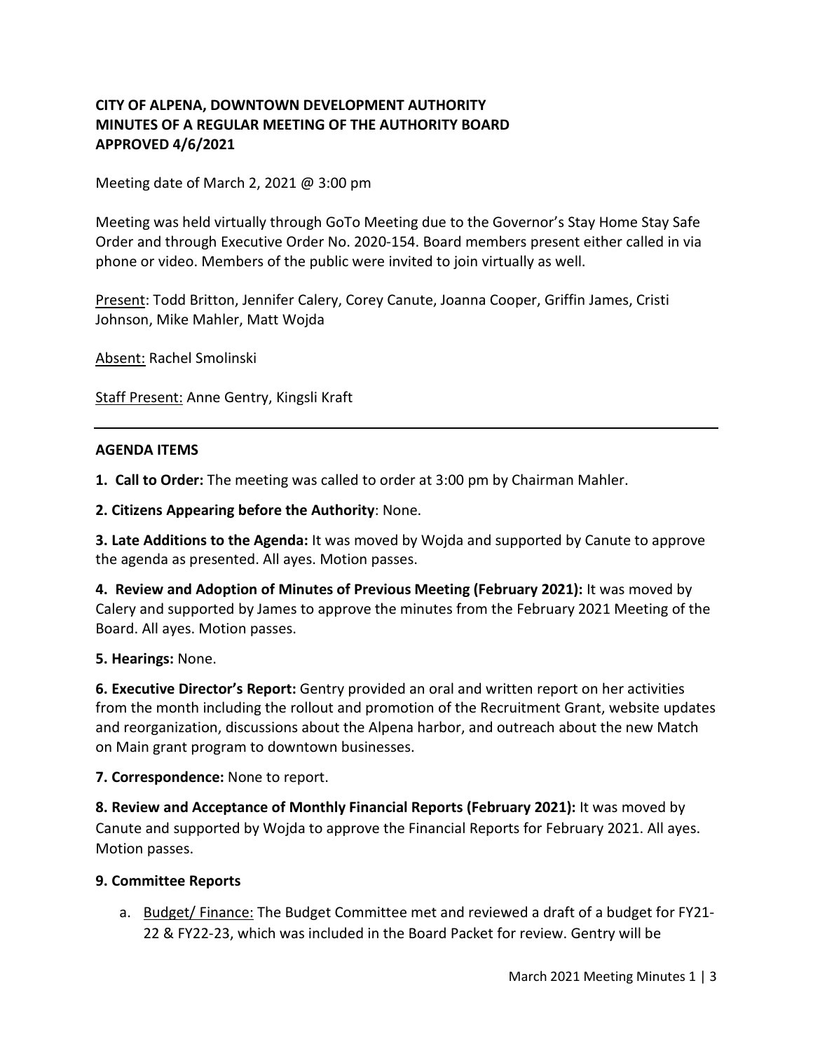**CITY OF ALPENA, DOWNTOWN DEVELOPMENT AUTHORITY**
**MINUTES OF A REGULAR MEETING OF THE AUTHORITY BOARD**
**APPROVED 4/6/2021**

Meeting date of March 2, 2021 @ 3:00 pm

Meeting was held virtually through GoTo Meeting due to the Governor's Stay Home Stay Safe Order and through Executive Order No. 2020-154. Board members present either called in via phone or video. Members of the public were invited to join virtually as well.

Present: Todd Britton, Jennifer Calery, Corey Canute, Joanna Cooper, Griffin James, Cristi Johnson, Mike Mahler, Matt Wojda

Absent: Rachel Smolinski

Staff Present: Anne Gentry, Kingsli Kraft

---

**AGENDA ITEMS**

**1. Call to Order:** The meeting was called to order at 3:00 pm by Chairman Mahler.

**2. Citizens Appearing before the Authority**: None.

**3. Late Additions to the Agenda:** It was moved by Wojda and supported by Canute to approve the agenda as presented. All ayes. Motion passes.

**4. Review and Adoption of Minutes of Previous Meeting (February 2021):** It was moved by Calery and supported by James to approve the minutes from the February 2021 Meeting of the Board. All ayes. Motion passes.

**5. Hearings:** None.

**6. Executive Director's Report:** Gentry provided an oral and written report on her activities from the month including the rollout and promotion of the Recruitment Grant, website updates and reorganization, discussions about the Alpena harbor, and outreach about the new Match on Main grant program to downtown businesses.

**7. Correspondence:** None to report.

**8. Review and Acceptance of Monthly Financial Reports (February 2021):** It was moved by Canute and supported by Wojda to approve the Financial Reports for February 2021. All ayes. Motion passes.

**9. Committee Reports**

a. Budget/ Finance: The Budget Committee met and reviewed a draft of a budget for FY21-22 & FY22-23, which was included in the Board Packet for review. Gentry will be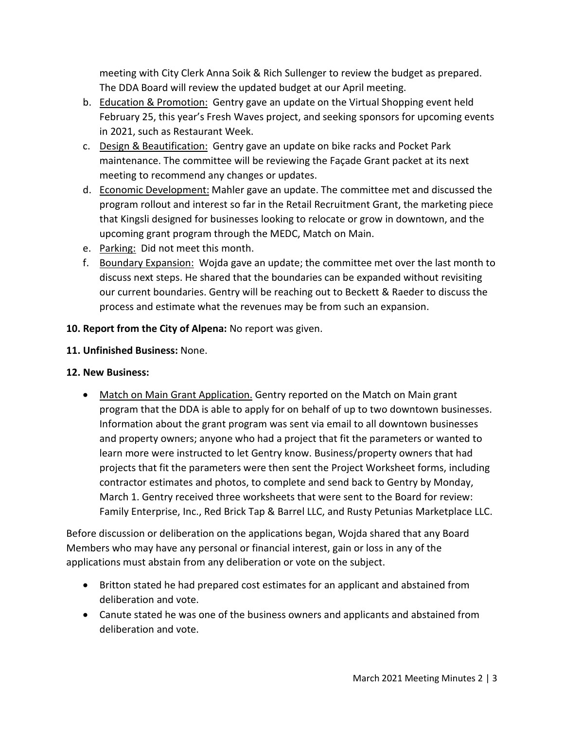meeting with City Clerk Anna Soik & Rich Sullenger to review the budget as prepared. The DDA Board will review the updated budget at our April meeting.

b. Education & Promotion: Gentry gave an update on the Virtual Shopping event held February 25, this year's Fresh Waves project, and seeking sponsors for upcoming events in 2021, such as Restaurant Week.
c. Design & Beautification: Gentry gave an update on bike racks and Pocket Park maintenance. The committee will be reviewing the Façade Grant packet at its next meeting to recommend any changes or updates.
d. Economic Development: Mahler gave an update. The committee met and discussed the program rollout and interest so far in the Retail Recruitment Grant, the marketing piece that Kingsli designed for businesses looking to relocate or grow in downtown, and the upcoming grant program through the MEDC, Match on Main.
e. Parking: Did not meet this month.
f. Boundary Expansion: Wojda gave an update; the committee met over the last month to discuss next steps. He shared that the boundaries can be expanded without revisiting our current boundaries. Gentry will be reaching out to Beckett & Raeder to discuss the process and estimate what the revenues may be from such an expansion.

**10. Report from the City of Alpena:** No report was given.

**11. Unfinished Business:** None.

**12. New Business:**

- Match on Main Grant Application. Gentry reported on the Match on Main grant program that the DDA is able to apply for on behalf of up to two downtown businesses. Information about the grant program was sent via email to all downtown businesses and property owners; anyone who had a project that fit the parameters or wanted to learn more were instructed to let Gentry know. Business/property owners that had projects that fit the parameters were then sent the Project Worksheet forms, including contractor estimates and photos, to complete and send back to Gentry by Monday, March 1. Gentry received three worksheets that were sent to the Board for review: Family Enterprise, Inc., Red Brick Tap & Barrel LLC, and Rusty Petunias Marketplace LLC.

Before discussion or deliberation on the applications began, Wojda shared that any Board Members who may have any personal or financial interest, gain or loss in any of the applications must abstain from any deliberation or vote on the subject.

- Britton stated he had prepared cost estimates for an applicant and abstained from deliberation and vote.
- Canute stated he was one of the business owners and applicants and abstained from deliberation and vote.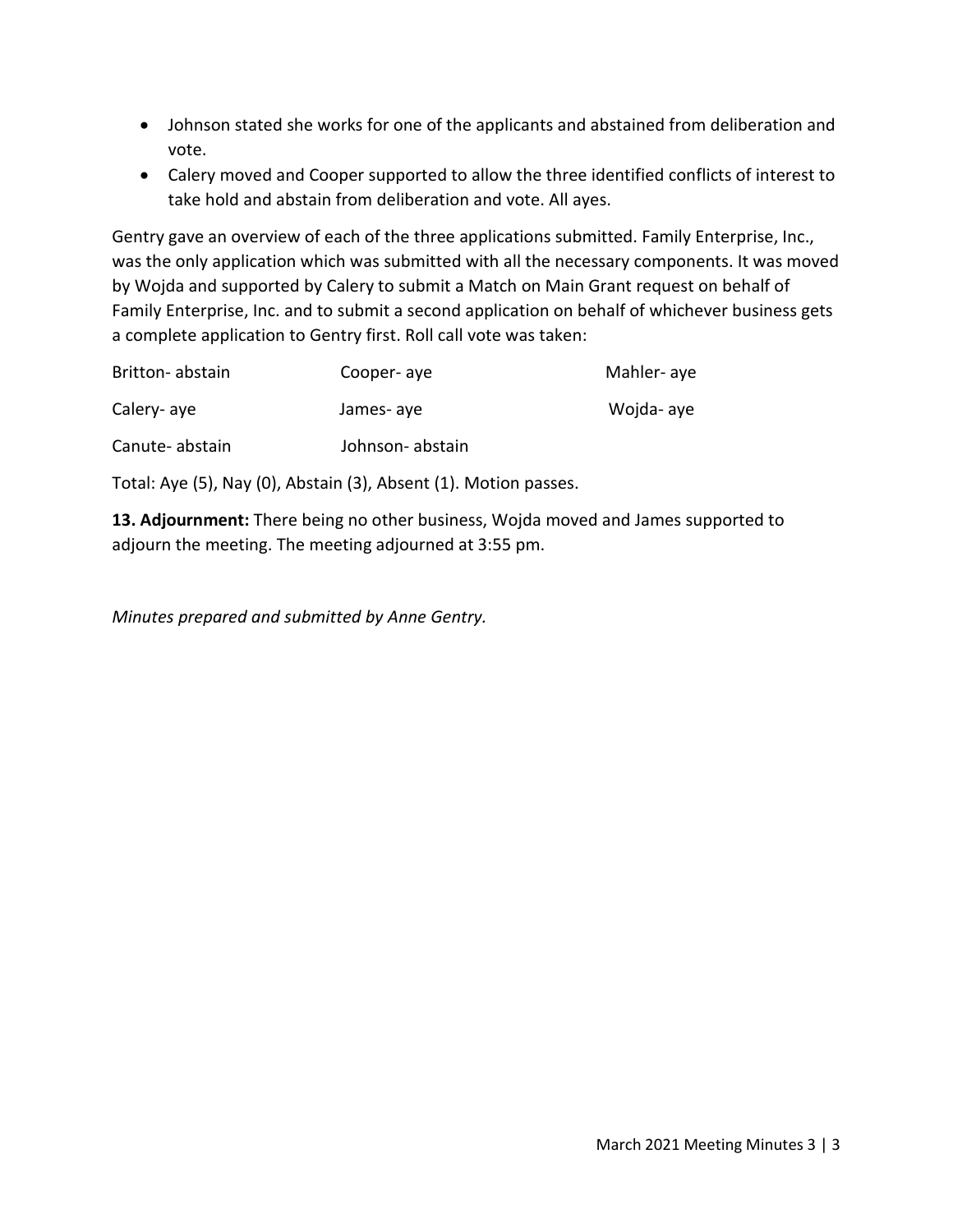- Johnson stated she works for one of the applicants and abstained from deliberation and vote.
- Calery moved and Cooper supported to allow the three identified conflicts of interest to take hold and abstain from deliberation and vote. All ayes.

Gentry gave an overview of each of the three applications submitted. Family Enterprise, Inc., was the only application which was submitted with all the necessary components. It was moved by Wojda and supported by Calery to submit a Match on Main Grant request on behalf of Family Enterprise, Inc. and to submit a second application on behalf of whichever business gets a complete application to Gentry first. Roll call vote was taken:

| | | |
|---|---|---|
| Britton- abstain | Cooper- aye | Mahler- aye |
| Calery- aye | James- aye | Wojda- aye |
| Canute- abstain | Johnson- abstain | |

Total: Aye (5), Nay (0), Abstain (3), Absent (1). Motion passes.

**13. Adjournment:** There being no other business, Wojda moved and James supported to adjourn the meeting. The meeting adjourned at 3:55 pm.

*Minutes prepared and submitted by Anne Gentry.*